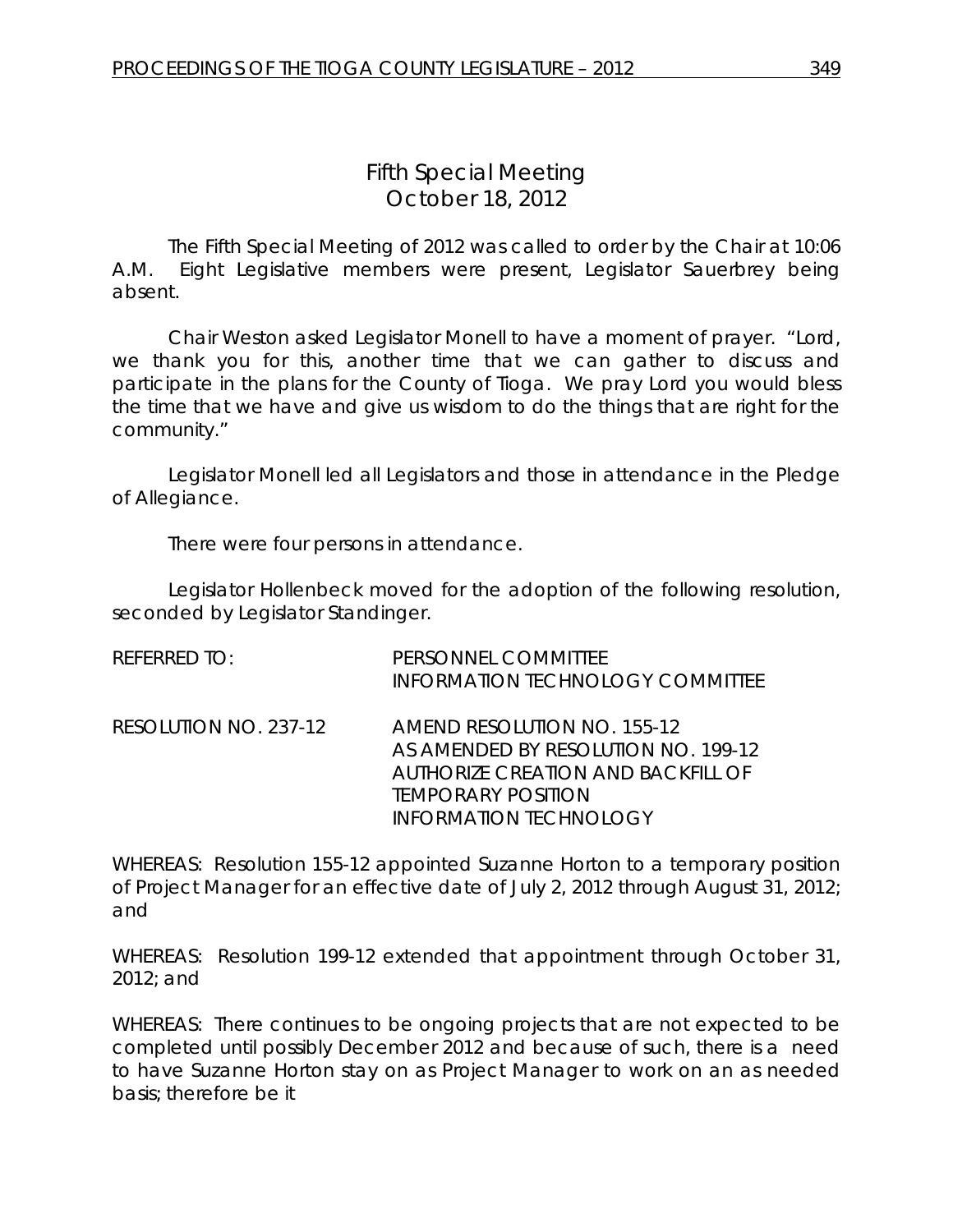# Fifth Special Meeting
## October 18, 2012

The Fifth Special Meeting of 2012 was called to order by the Chair at 10:06 A.M. Eight Legislative members were present, Legislator Sauerbrey being absent.

Chair Weston asked Legislator Monell to have a moment of prayer. "Lord, we thank you for this, another time that we can gather to discuss and participate in the plans for the County of Tioga. We pray Lord you would bless the time that we have and give us wisdom to do the things that are right for the community."

Legislator Monell led all Legislators and those in attendance in the Pledge of Allegiance.

There were four persons in attendance.

Legislator Hollenbeck moved for the adoption of the following resolution, seconded by Legislator Standinger.

| | |
|---|---|
| REFERRED TO: | PERSONNEL COMMITTEE<br>INFORMATION TECHNOLOGY COMMITTEE |
| RESOLUTION NO. 237-12 | AMEND RESOLUTION NO. 155-12<br>AS AMENDED BY RESOLUTION NO. 199-12<br>AUTHORIZE CREATION AND BACKFILL OF<br>TEMPORARY POSITION<br>INFORMATION TECHNOLOGY |

WHEREAS: Resolution 155-12 appointed Suzanne Horton to a temporary position of Project Manager for an effective date of July 2, 2012 through August 31, 2012; and

WHEREAS: Resolution 199-12 extended that appointment through October 31, 2012; and

WHEREAS: There continues to be ongoing projects that are not expected to be completed until possibly December 2012 and because of such, there is a need to have Suzanne Horton stay on as Project Manager to work on an as needed basis; therefore be it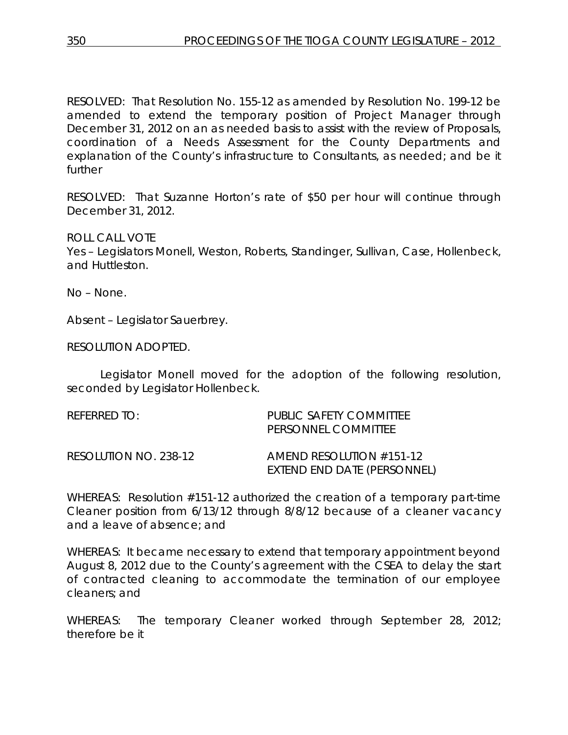RESOLVED: That Resolution No. 155-12 as amended by Resolution No. 199-12 be amended to extend the temporary position of Project Manager through December 31, 2012 on an as needed basis to assist with the review of Proposals, coordination of a Needs Assessment for the County Departments and explanation of the County's infrastructure to Consultants, as needed; and be it further

RESOLVED: That Suzanne Horton's rate of $50 per hour will continue through December 31, 2012.

ROLL CALL VOTE
Yes – Legislators Monell, Weston, Roberts, Standinger, Sullivan, Case, Hollenbeck, and Huttleston.

No – None.

Absent – Legislator Sauerbrey.

RESOLUTION ADOPTED.

Legislator Monell moved for the adoption of the following resolution, seconded by Legislator Hollenbeck.

REFERRED TO: PUBLIC SAFETY COMMITTEE
PERSONNEL COMMITTEE

RESOLUTION NO. 238-12 AMEND RESOLUTION #151-12
EXTEND END DATE (PERSONNEL)

WHEREAS: Resolution #151-12 authorized the creation of a temporary part-time Cleaner position from 6/13/12 through 8/8/12 because of a cleaner vacancy and a leave of absence; and

WHEREAS: It became necessary to extend that temporary appointment beyond August 8, 2012 due to the County's agreement with the CSEA to delay the start of contracted cleaning to accommodate the termination of our employee cleaners; and

WHEREAS: The temporary Cleaner worked through September 28, 2012; therefore be it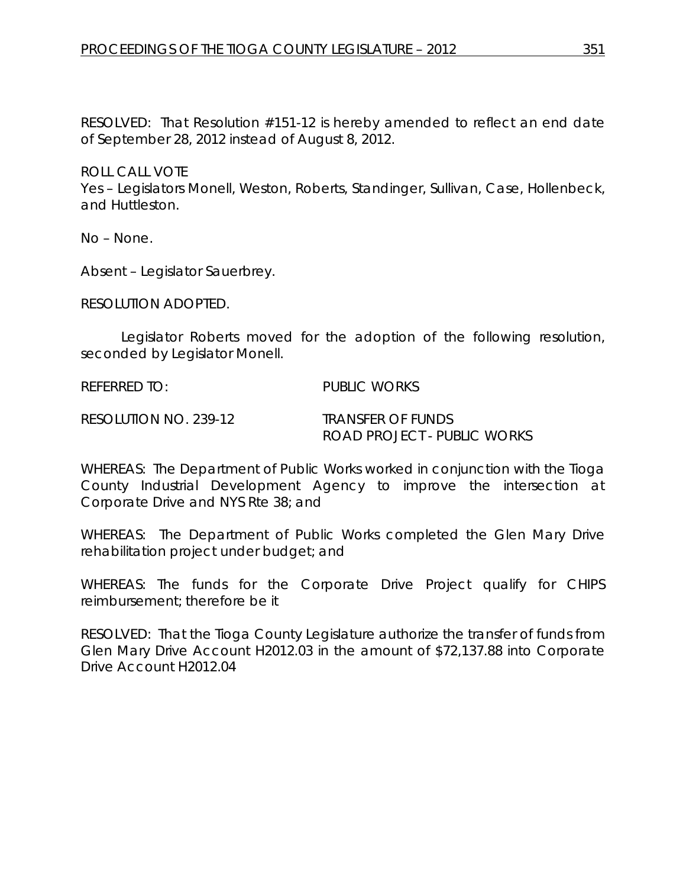RESOLVED: That Resolution #151-12 is hereby amended to reflect an end date of September 28, 2012 instead of August 8, 2012.

ROLL CALL VOTE
Yes – Legislators Monell, Weston, Roberts, Standinger, Sullivan, Case, Hollenbeck, and Huttleston.

No – None.

Absent – Legislator Sauerbrey.

RESOLUTION ADOPTED.

Legislator Roberts moved for the adoption of the following resolution, seconded by Legislator Monell.

REFERRED TO: PUBLIC WORKS

RESOLUTION NO. 239-12 TRANSFER OF FUNDS
ROAD PROJECT - PUBLIC WORKS

WHEREAS: The Department of Public Works worked in conjunction with the Tioga County Industrial Development Agency to improve the intersection at Corporate Drive and NYS Rte 38; and

WHEREAS: The Department of Public Works completed the Glen Mary Drive rehabilitation project under budget; and

WHEREAS: The funds for the Corporate Drive Project qualify for CHIPS reimbursement; therefore be it

RESOLVED: That the Tioga County Legislature authorize the transfer of funds from Glen Mary Drive Account H2012.03 in the amount of $72,137.88 into Corporate Drive Account H2012.04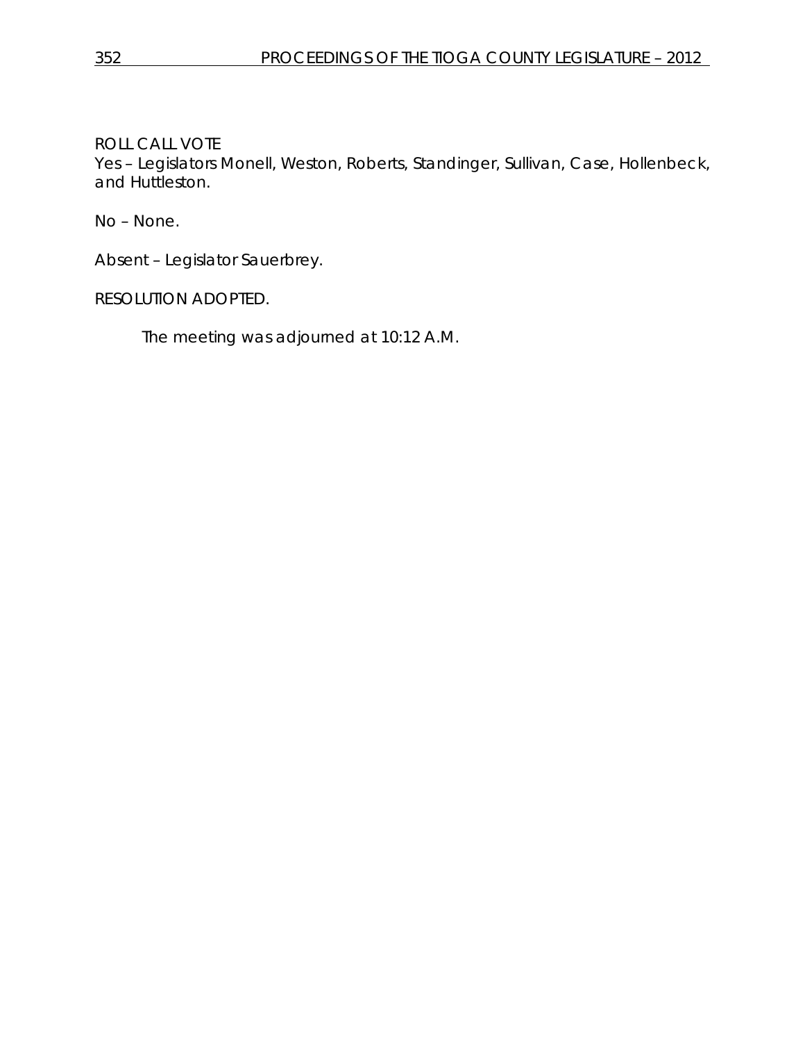ROLL CALL VOTE
Yes – Legislators Monell, Weston, Roberts, Standinger, Sullivan, Case, Hollenbeck, and Huttleston.

No – None.

Absent – Legislator Sauerbrey.

RESOLUTION ADOPTED.

The meeting was adjourned at 10:12 A.M.